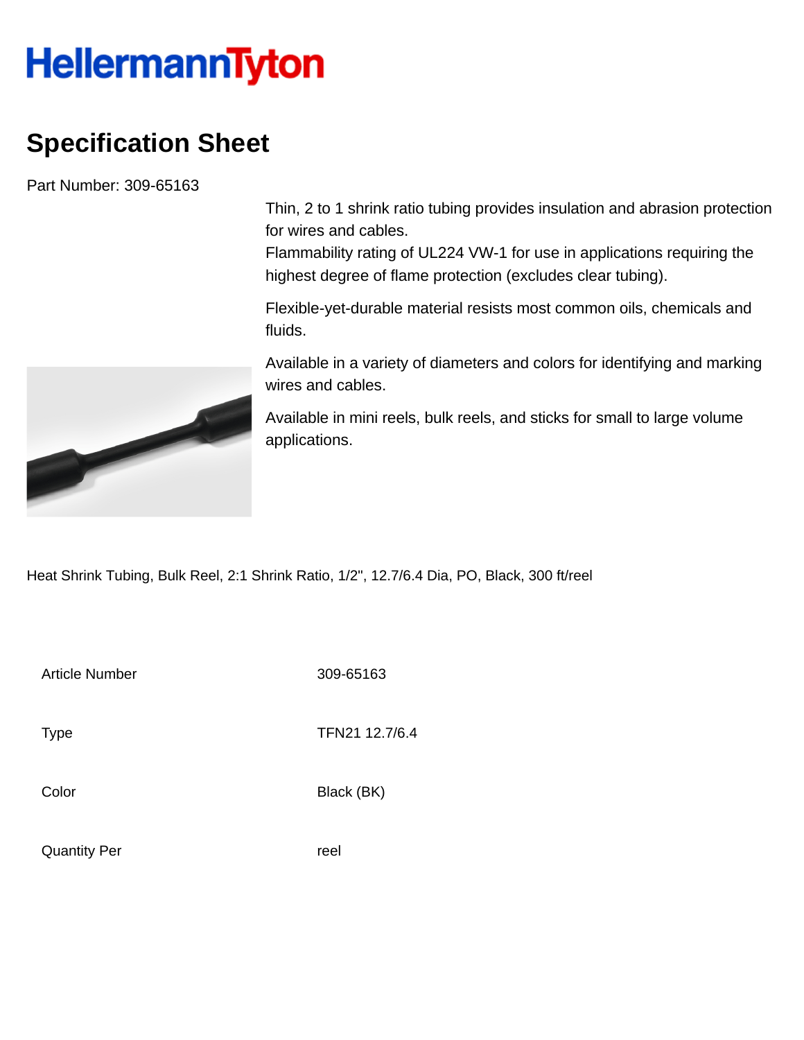# HellermannTyton

## Specification Sheet

Part Number: 309-65163

Thin, 2 to 1 shrink ratio tubing provides insulation and abrasion protection for wires and cables.
Flammability rating of UL224 VW-1 for use in applications requiring the highest degree of flame protection (excludes clear tubing).

Flexible-yet-durable material resists most common oils, chemicals and fluids.

Available in a variety of diameters and colors for identifying and marking wires and cables.

Available in mini reels, bulk reels, and sticks for small to large volume applications.

Heat Shrink Tubing, Bulk Reel, 2:1 Shrink Ratio, 1/2", 12.7/6.4 Dia, PO, Black, 300 ft/reel

| | |
|---|---|
| Article Number | 309-65163 |
| Type | TFN21 12.7/6.4 |
| Color | Black (BK) |
| Quantity Per | reel |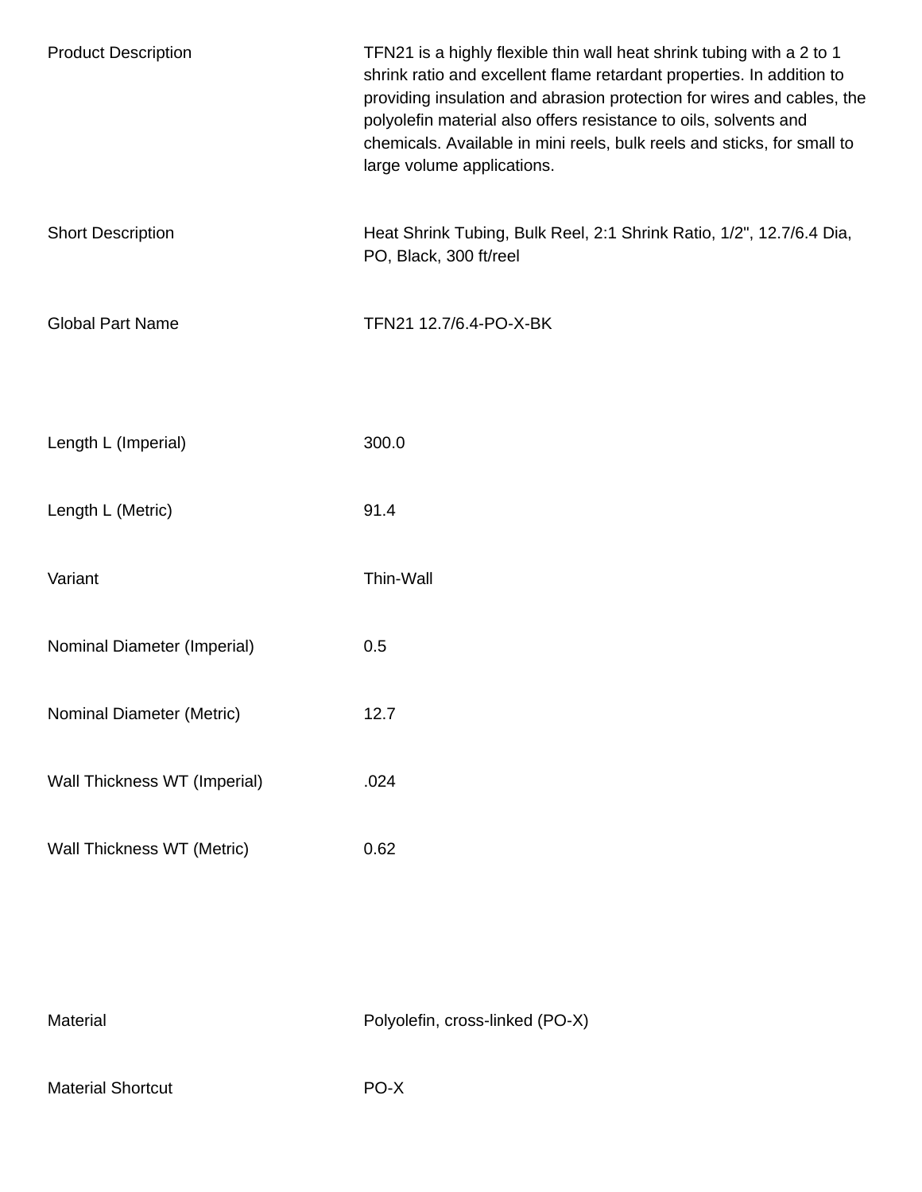| | |
|---|---|
| Product Description | TFN21 is a highly flexible thin wall heat shrink tubing with a 2 to 1 shrink ratio and excellent flame retardant properties. In addition to providing insulation and abrasion protection for wires and cables, the polyolefin material also offers resistance to oils, solvents and chemicals. Available in mini reels, bulk reels and sticks, for small to large volume applications. |
| Short Description | Heat Shrink Tubing, Bulk Reel, 2:1 Shrink Ratio, 1/2", 12.7/6.4 Dia, PO, Black, 300 ft/reel |
| Global Part Name | TFN21 12.7/6.4-PO-X-BK |

| | |
|---|---|
| Length L (Imperial) | 300.0 |
| Length L (Metric) | 91.4 |
| Variant | Thin-Wall |
| Nominal Diameter (Imperial) | 0.5 |
| Nominal Diameter (Metric) | 12.7 |
| Wall Thickness WT (Imperial) | .024 |
| Wall Thickness WT (Metric) | 0.62 |

| | |
|---|---|
| Material | Polyolefin, cross-linked (PO-X) |
| Material Shortcut | PO-X |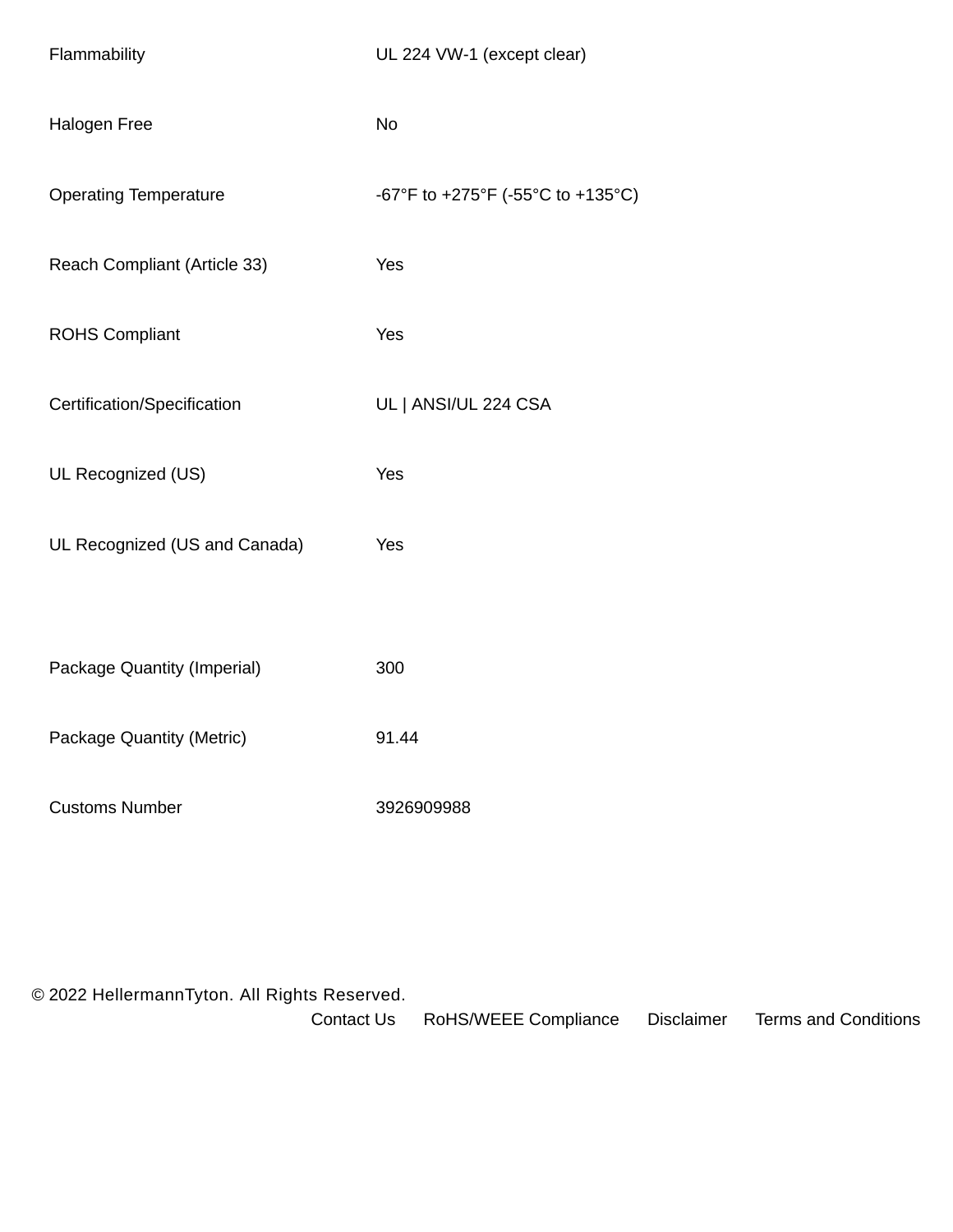| | |
|---|---|
| Flammability | UL 224 VW-1 (except clear) |
| Halogen Free | No |
| Operating Temperature | -67°F to +275°F (-55°C to +135°C) |
| Reach Compliant (Article 33) | Yes |
| ROHS Compliant | Yes |
| Certification/Specification | UL \| ANSI/UL 224 CSA |
| UL Recognized (US) | Yes |
| UL Recognized (US and Canada) | Yes |

| | |
|---|---|
| Package Quantity (Imperial) | 300 |
| Package Quantity (Metric) | 91.44 |
| Customs Number | 3926909988 |

© 2022 HellermannTyton. All Rights Reserved.

Contact Us RoHS/WEEE Compliance Disclaimer Terms and Conditions